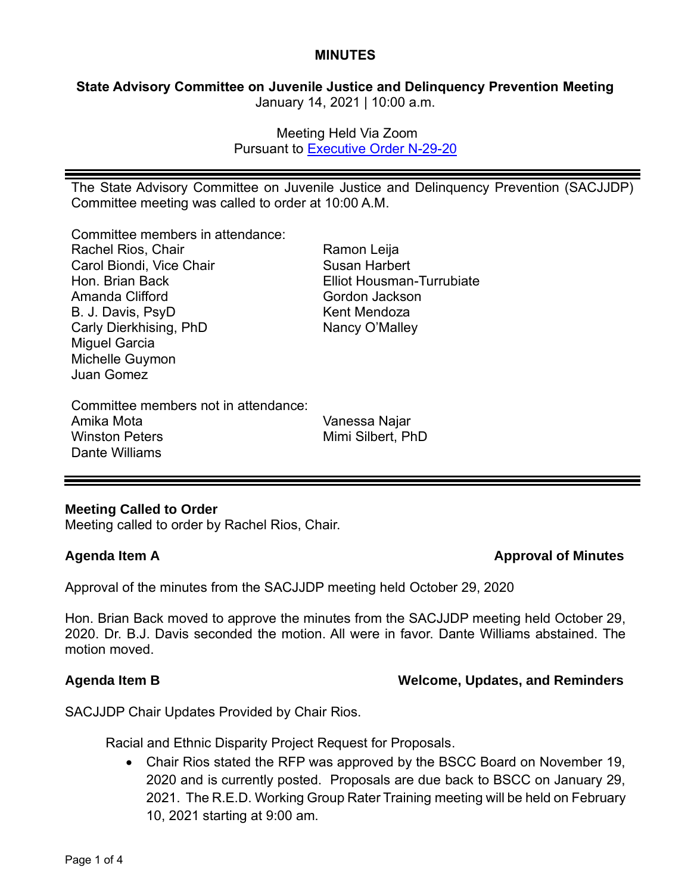**MINUTES**

**State Advisory Committee on Juvenile Justice and Delinquency Prevention Meeting**
January 14, 2021 | 10:00 a.m.

Meeting Held Via Zoom
Pursuant to [Executive Order N-29-20]

---

The State Advisory Committee on Juvenile Justice and Delinquency Prevention (SACJJDP) Committee meeting was called to order at 10:00 A.M.

Committee members in attendance:

Rachel Rios, Chair
Carol Biondi, Vice Chair
Hon. Brian Back
Amanda Clifford
B. J. Davis, PsyD
Carly Dierkhising, PhD
Miguel Garcia
Michelle Guymon
Juan Gomez
Ramon Leija
Susan Harbert
Elliot Housman-Turrubiate
Gordon Jackson
Kent Mendoza
Nancy O'Malley

Committee members not in attendance:

Amika Mota
Winston Peters
Dante Williams
Vanessa Najar
Mimi Silbert, PhD

---

**Meeting Called to Order**
Meeting called to order by Rachel Rios, Chair.

**Agenda Item A** — **Approval of Minutes**

Approval of the minutes from the SACJJDP meeting held October 29, 2020

Hon. Brian Back moved to approve the minutes from the SACJJDP meeting held October 29, 2020. Dr. B.J. Davis seconded the motion. All were in favor. Dante Williams abstained. The motion moved.

**Agenda Item B** — **Welcome, Updates, and Reminders**

SACJJDP Chair Updates Provided by Chair Rios.

Racial and Ethnic Disparity Project Request for Proposals.

- Chair Rios stated the RFP was approved by the BSCC Board on November 19, 2020 and is currently posted. Proposals are due back to BSCC on January 29, 2021. The R.E.D. Working Group Rater Training meeting will be held on February 10, 2021 starting at 9:00 am.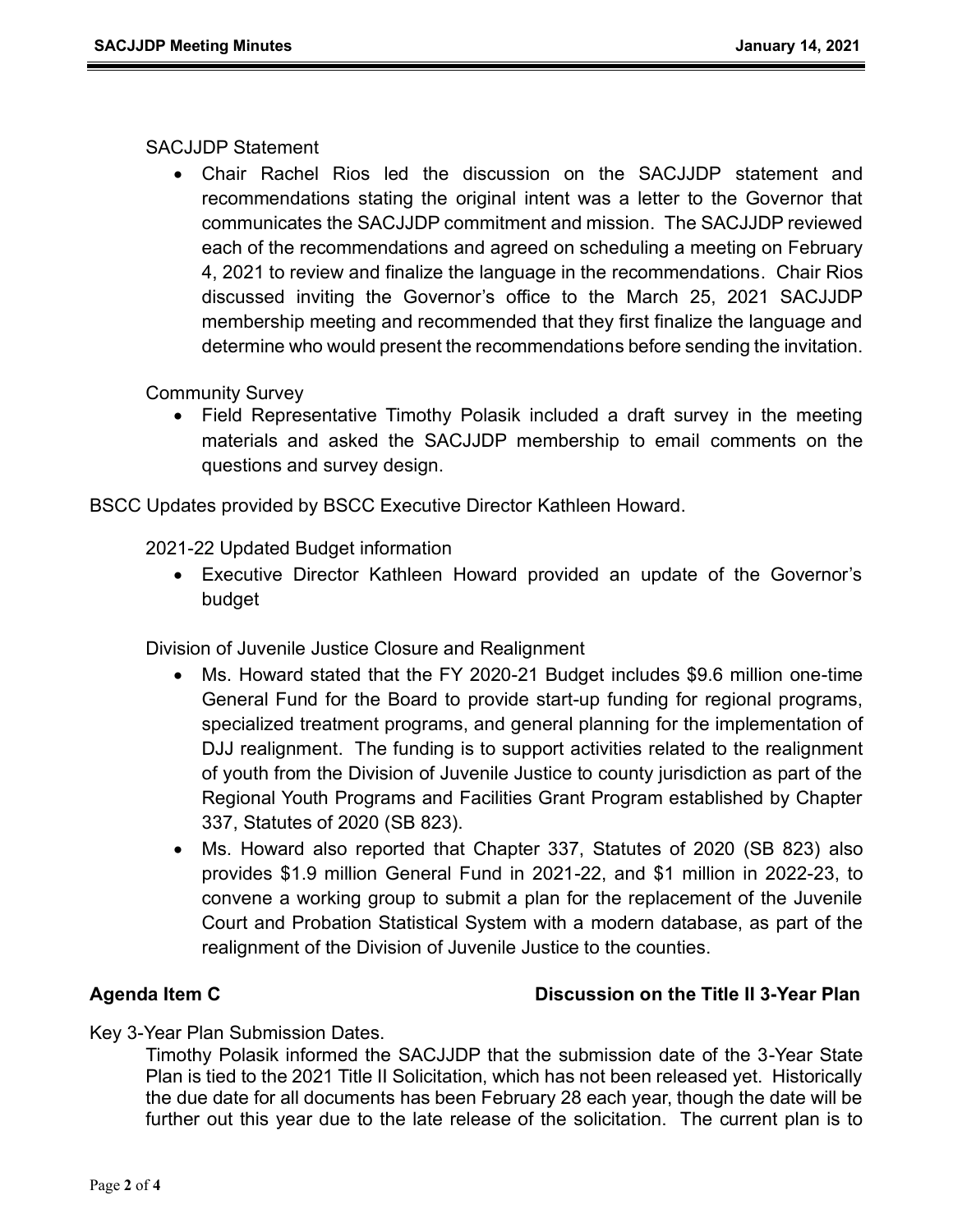SACJJDP Statement

- Chair Rachel Rios led the discussion on the SACJJDP statement and recommendations stating the original intent was a letter to the Governor that communicates the SACJJDP commitment and mission. The SACJJDP reviewed each of the recommendations and agreed on scheduling a meeting on February 4, 2021 to review and finalize the language in the recommendations. Chair Rios discussed inviting the Governor's office to the March 25, 2021 SACJJDP membership meeting and recommended that they first finalize the language and determine who would present the recommendations before sending the invitation.

Community Survey

- Field Representative Timothy Polasik included a draft survey in the meeting materials and asked the SACJJDP membership to email comments on the questions and survey design.

BSCC Updates provided by BSCC Executive Director Kathleen Howard.

2021-22 Updated Budget information

- Executive Director Kathleen Howard provided an update of the Governor's budget

Division of Juvenile Justice Closure and Realignment

- Ms. Howard stated that the FY 2020-21 Budget includes $9.6 million one-time General Fund for the Board to provide start-up funding for regional programs, specialized treatment programs, and general planning for the implementation of DJJ realignment. The funding is to support activities related to the realignment of youth from the Division of Juvenile Justice to county jurisdiction as part of the Regional Youth Programs and Facilities Grant Program established by Chapter 337, Statutes of 2020 (SB 823).
- Ms. Howard also reported that Chapter 337, Statutes of 2020 (SB 823) also provides $1.9 million General Fund in 2021-22, and $1 million in 2022-23, to convene a working group to submit a plan for the replacement of the Juvenile Court and Probation Statistical System with a modern database, as part of the realignment of the Division of Juvenile Justice to the counties.

**Agenda Item C** **Discussion on the Title II 3-Year Plan**

Key 3-Year Plan Submission Dates.

Timothy Polasik informed the SACJJDP that the submission date of the 3-Year State Plan is tied to the 2021 Title II Solicitation, which has not been released yet. Historically the due date for all documents has been February 28 each year, though the date will be further out this year due to the late release of the solicitation. The current plan is to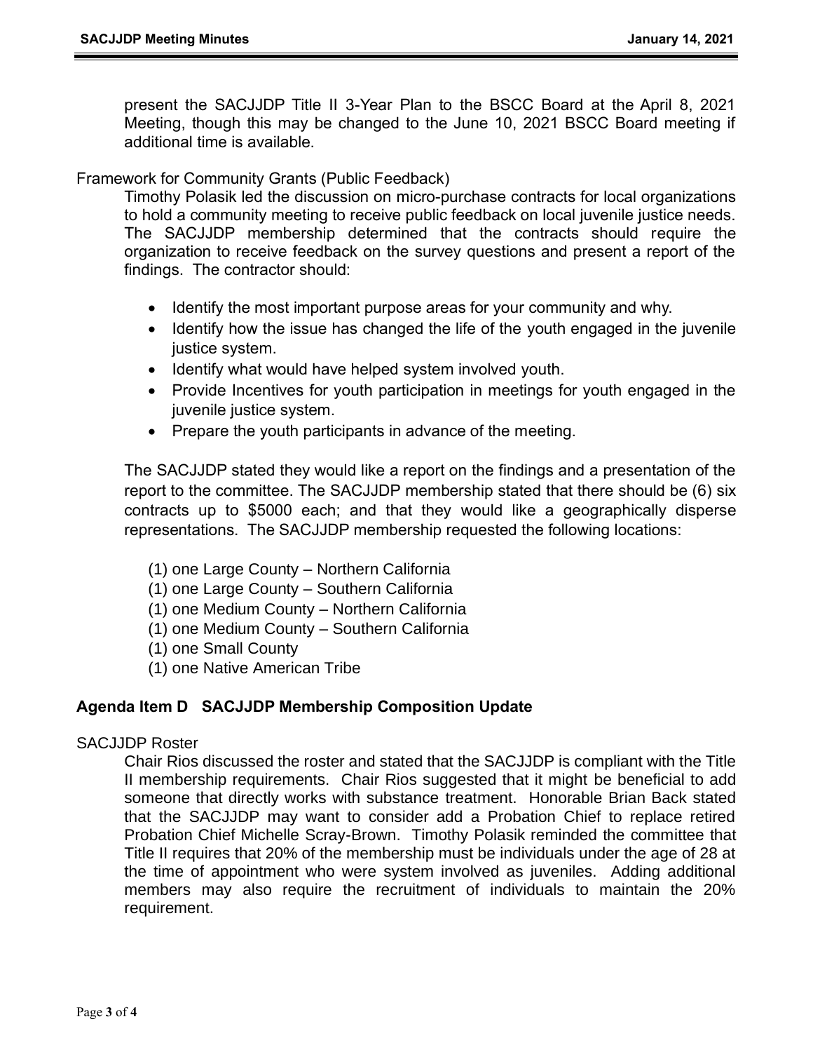present the SACJJDP Title II 3-Year Plan to the BSCC Board at the April 8, 2021 Meeting, though this may be changed to the June 10, 2021 BSCC Board meeting if additional time is available.

Framework for Community Grants (Public Feedback)

Timothy Polasik led the discussion on micro-purchase contracts for local organizations to hold a community meeting to receive public feedback on local juvenile justice needs. The SACJJDP membership determined that the contracts should require the organization to receive feedback on the survey questions and present a report of the findings. The contractor should:

- Identify the most important purpose areas for your community and why.
- Identify how the issue has changed the life of the youth engaged in the juvenile justice system.
- Identify what would have helped system involved youth.
- Provide Incentives for youth participation in meetings for youth engaged in the juvenile justice system.
- Prepare the youth participants in advance of the meeting.

The SACJJDP stated they would like a report on the findings and a presentation of the report to the committee. The SACJJDP membership stated that there should be (6) six contracts up to $5000 each; and that they would like a geographically disperse representations. The SACJJDP membership requested the following locations:

(1) one Large County – Northern California  
(1) one Large County – Southern California  
(1) one Medium County – Northern California  
(1) one Medium County – Southern California  
(1) one Small County  
(1) one Native American Tribe

## Agenda Item D SACJJDP Membership Composition Update

SACJJDP Roster

Chair Rios discussed the roster and stated that the SACJJDP is compliant with the Title II membership requirements. Chair Rios suggested that it might be beneficial to add someone that directly works with substance treatment. Honorable Brian Back stated that the SACJJDP may want to consider add a Probation Chief to replace retired Probation Chief Michelle Scray-Brown. Timothy Polasik reminded the committee that Title II requires that 20% of the membership must be individuals under the age of 28 at the time of appointment who were system involved as juveniles. Adding additional members may also require the recruitment of individuals to maintain the 20% requirement.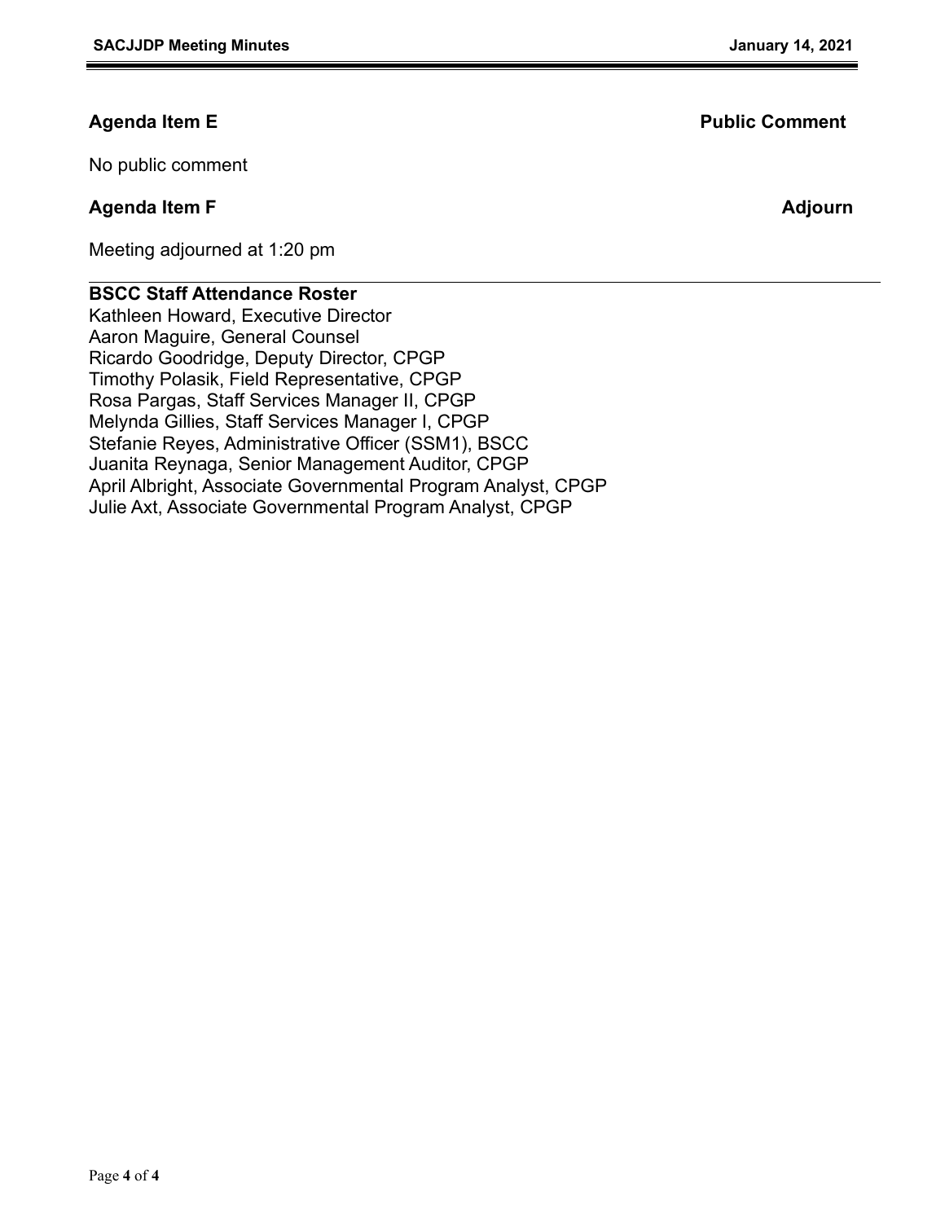**Agenda Item E** **Public Comment**

No public comment

**Agenda Item F** **Adjourn**

Meeting adjourned at 1:20 pm

---

**BSCC Staff Attendance Roster**

Kathleen Howard, Executive Director
Aaron Maguire, General Counsel
Ricardo Goodridge, Deputy Director, CPGP
Timothy Polasik, Field Representative, CPGP
Rosa Pargas, Staff Services Manager II, CPGP
Melynda Gillies, Staff Services Manager I, CPGP
Stefanie Reyes, Administrative Officer (SSM1), BSCC
Juanita Reynaga, Senior Management Auditor, CPGP
April Albright, Associate Governmental Program Analyst, CPGP
Julie Axt, Associate Governmental Program Analyst, CPGP